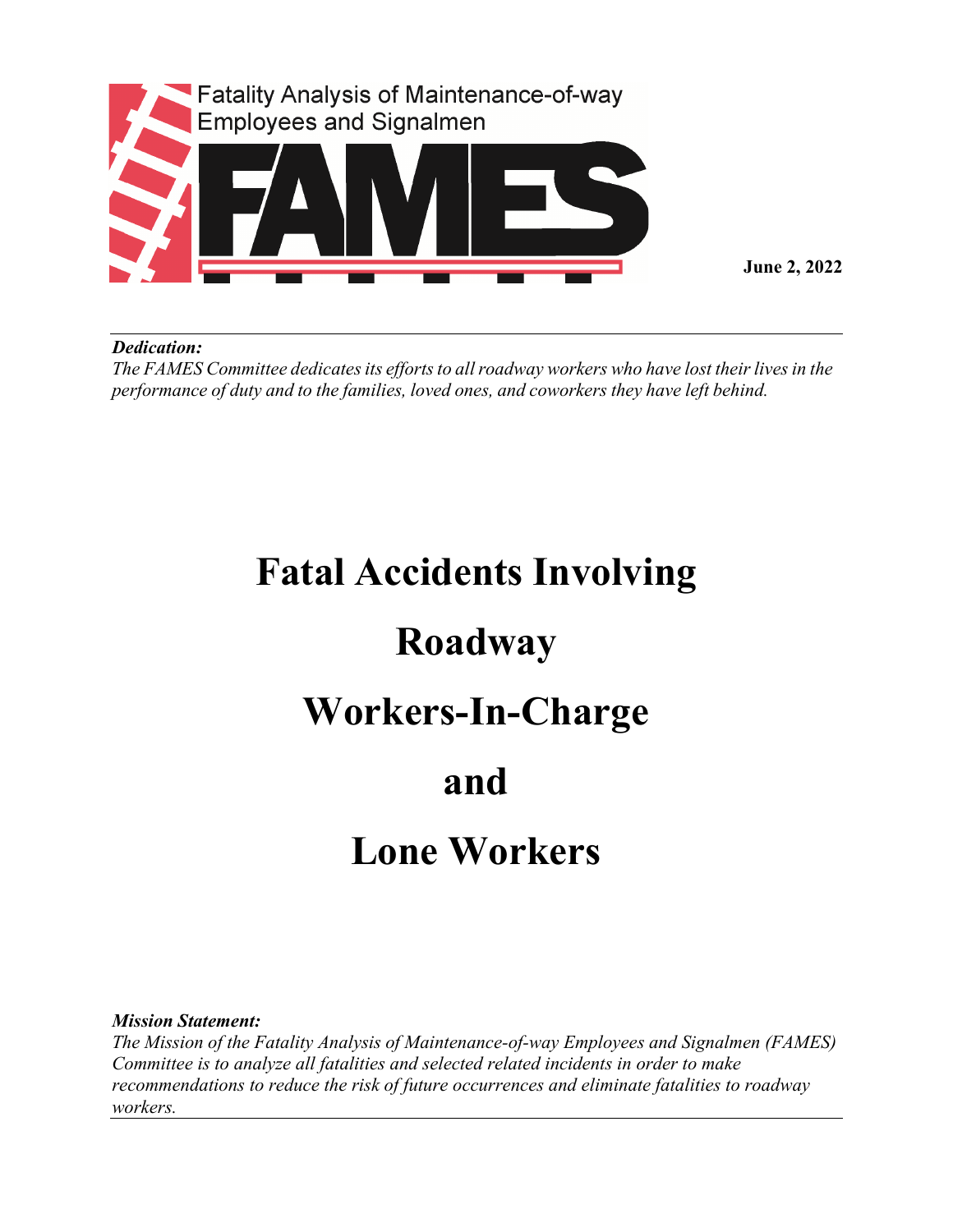Fatality Analysis of Maintenance-of-way Employees and Signalmen

FAMES

**June 2, 2022**

***Dedication:***
*The FAMES Committee dedicates its efforts to all roadway workers who have lost their lives in the performance of duty and to the families, loved ones, and coworkers they have left behind.*

# Fatal Accidents Involving Roadway Workers-In-Charge and Lone Workers

***Mission Statement:***
*The Mission of the Fatality Analysis of Maintenance-of-way Employees and Signalmen (FAMES) Committee is to analyze all fatalities and selected related incidents in order to make recommendations to reduce the risk of future occurrences and eliminate fatalities to roadway workers.*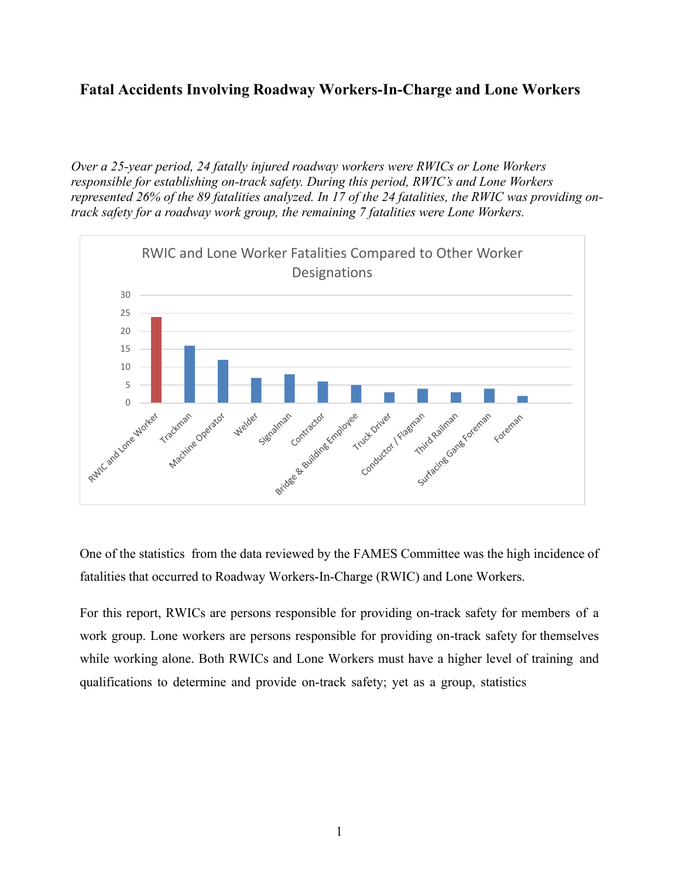# Fatal Accidents Involving Roadway Workers-In-Charge and Lone Workers

*Over a 25-year period, 24 fatally injured roadway workers were RWICs or Lone Workers responsible for establishing on-track safety. During this period, RWIC's and Lone Workers represented 26% of the 89 fatalities analyzed. In 17 of the 24 fatalities, the RWIC was providing on-track safety for a roadway work group, the remaining 7 fatalities were Lone Workers.*

**RWIC and Lone Worker Fatalities Compared to Other Worker Designations**

| Worker Designation | Fatalities |
|---|---|
| RWIC and Lone Worker | 24 |
| Trackman | 16 |
| Machine Operator | 12 |
| Welder | 7 |
| Signalman | 8 |
| Contractor | 6 |
| Bridge & Building Employee | 5 |
| Truck Driver | 3 |
| Conductor / Flagman | 4 |
| Third Railman | 3 |
| Surfacing Gang Foreman | 4 |
| Foreman | 2 |

One of the statistics from the data reviewed by the FAMES Committee was the high incidence of fatalities that occurred to Roadway Workers-In-Charge (RWIC) and Lone Workers.

For this report, RWICs are persons responsible for providing on-track safety for members of a work group. Lone workers are persons responsible for providing on-track safety for themselves while working alone. Both RWICs and Lone Workers must have a higher level of training and qualifications to determine and provide on-track safety; yet as a group, statistics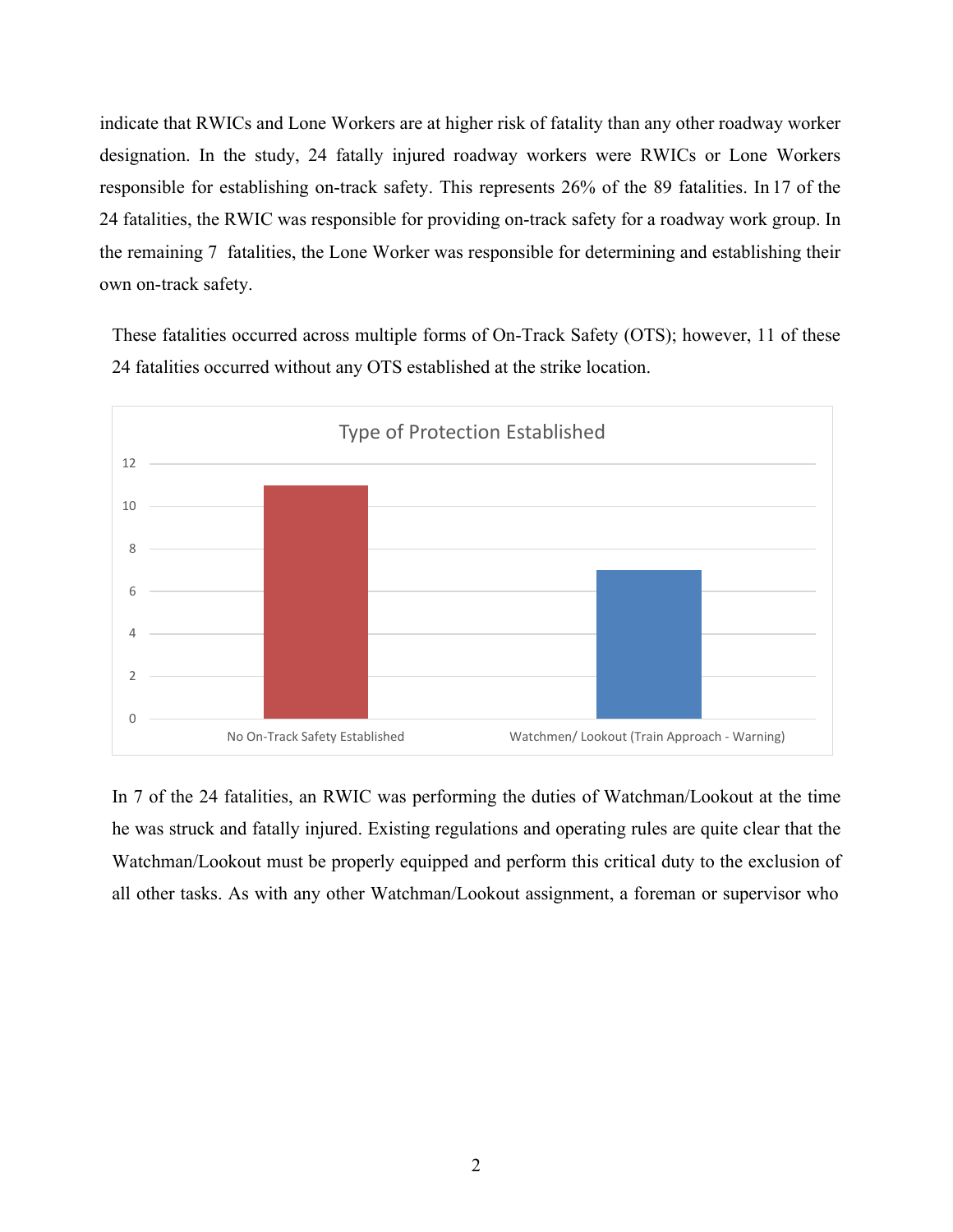indicate that RWICs and Lone Workers are at higher risk of fatality than any other roadway worker designation. In the study, 24 fatally injured roadway workers were RWICs or Lone Workers responsible for establishing on-track safety. This represents 26% of the 89 fatalities. In 17 of the 24 fatalities, the RWIC was responsible for providing on-track safety for a roadway work group. In the remaining 7 fatalities, the Lone Worker was responsible for determining and establishing their own on-track safety.

These fatalities occurred across multiple forms of On-Track Safety (OTS); however, 11 of these 24 fatalities occurred without any OTS established at the strike location.

**Type of Protection Established**

| Type of Protection | Fatalities |
| --- | --- |
| No On-Track Safety Established | 11 |
| Watchmen/ Lookout (Train Approach - Warning) | 7 |

In 7 of the 24 fatalities, an RWIC was performing the duties of Watchman/Lookout at the time he was struck and fatally injured. Existing regulations and operating rules are quite clear that the Watchman/Lookout must be properly equipped and perform this critical duty to the exclusion of all other tasks. As with any other Watchman/Lookout assignment, a foreman or supervisor who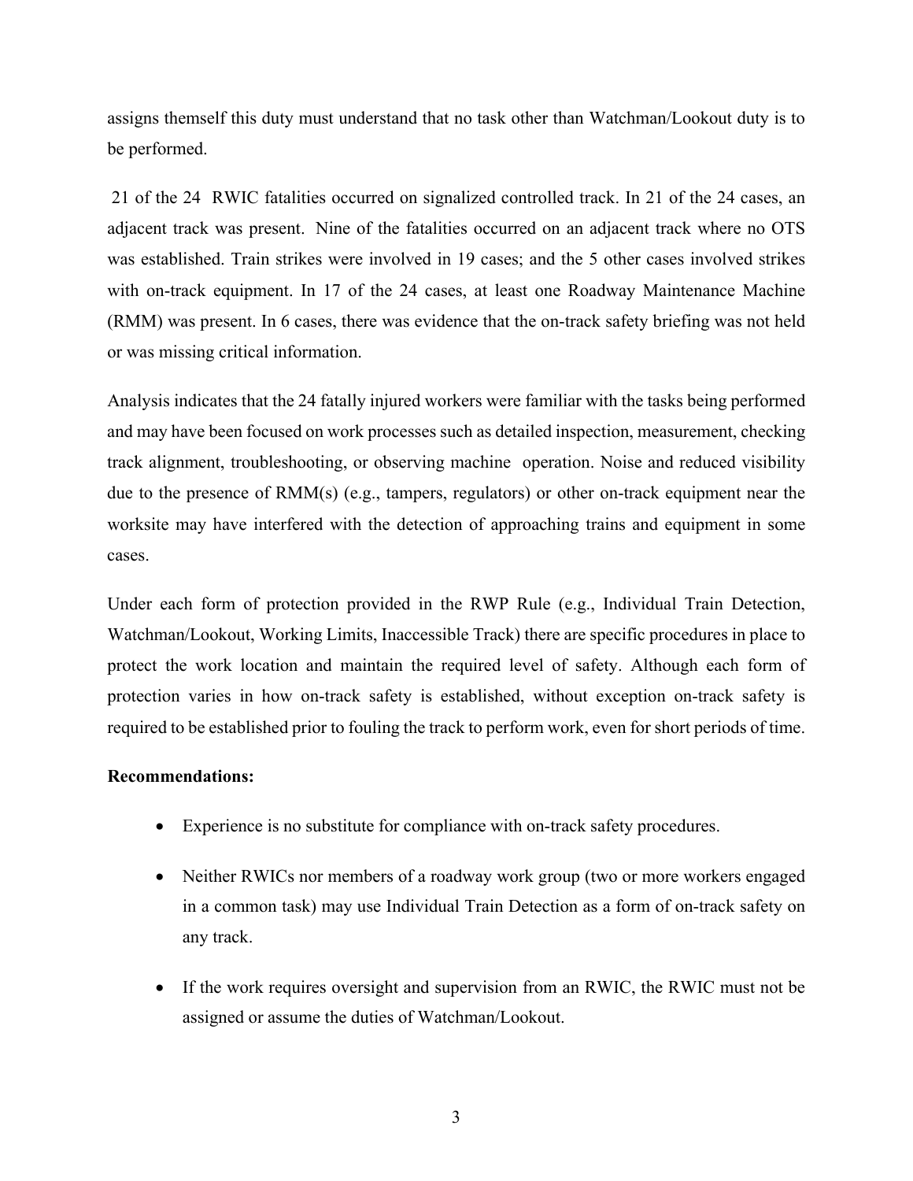assigns themself this duty must understand that no task other than Watchman/Lookout duty is to be performed.

21 of the 24 RWIC fatalities occurred on signalized controlled track. In 21 of the 24 cases, an adjacent track was present. Nine of the fatalities occurred on an adjacent track where no OTS was established. Train strikes were involved in 19 cases; and the 5 other cases involved strikes with on-track equipment. In 17 of the 24 cases, at least one Roadway Maintenance Machine (RMM) was present. In 6 cases, there was evidence that the on-track safety briefing was not held or was missing critical information.

Analysis indicates that the 24 fatally injured workers were familiar with the tasks being performed and may have been focused on work processes such as detailed inspection, measurement, checking track alignment, troubleshooting, or observing machine operation. Noise and reduced visibility due to the presence of RMM(s) (e.g., tampers, regulators) or other on-track equipment near the worksite may have interfered with the detection of approaching trains and equipment in some cases.

Under each form of protection provided in the RWP Rule (e.g., Individual Train Detection, Watchman/Lookout, Working Limits, Inaccessible Track) there are specific procedures in place to protect the work location and maintain the required level of safety. Although each form of protection varies in how on-track safety is established, without exception on-track safety is required to be established prior to fouling the track to perform work, even for short periods of time.

**Recommendations:**

- Experience is no substitute for compliance with on-track safety procedures.
- Neither RWICs nor members of a roadway work group (two or more workers engaged in a common task) may use Individual Train Detection as a form of on-track safety on any track.
- If the work requires oversight and supervision from an RWIC, the RWIC must not be assigned or assume the duties of Watchman/Lookout.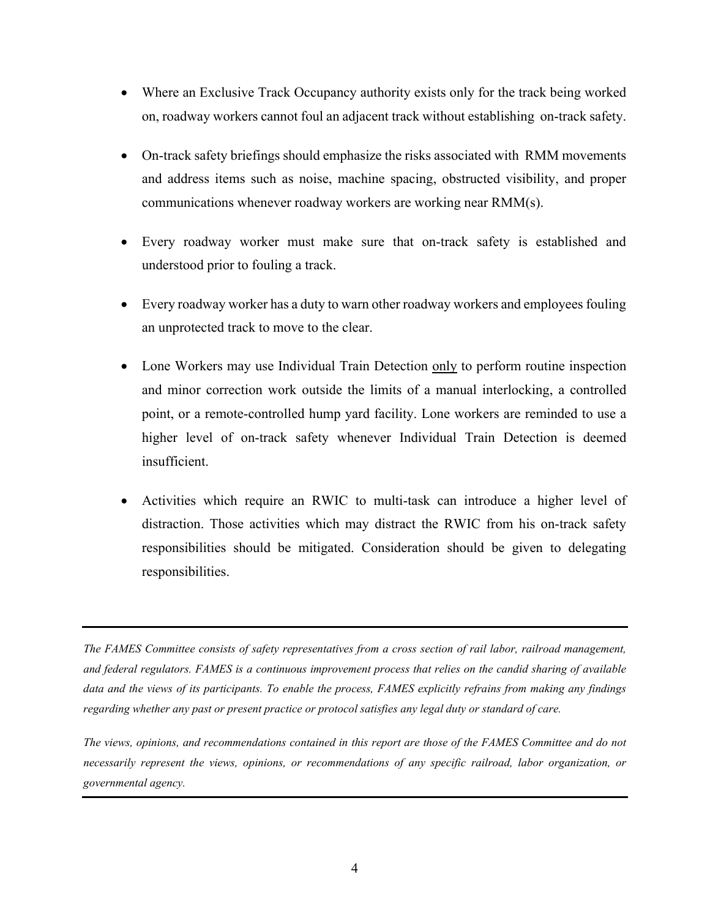- Where an Exclusive Track Occupancy authority exists only for the track being worked on, roadway workers cannot foul an adjacent track without establishing on-track safety.

- On-track safety briefings should emphasize the risks associated with RMM movements and address items such as noise, machine spacing, obstructed visibility, and proper communications whenever roadway workers are working near RMM(s).

- Every roadway worker must make sure that on-track safety is established and understood prior to fouling a track.

- Every roadway worker has a duty to warn other roadway workers and employees fouling an unprotected track to move to the clear.

- Lone Workers may use Individual Train Detection <u>only</u> to perform routine inspection and minor correction work outside the limits of a manual interlocking, a controlled point, or a remote-controlled hump yard facility. Lone workers are reminded to use a higher level of on-track safety whenever Individual Train Detection is deemed insufficient.

- Activities which require an RWIC to multi-task can introduce a higher level of distraction. Those activities which may distract the RWIC from his on-track safety responsibilities should be mitigated. Consideration should be given to delegating responsibilities.

---

*The FAMES Committee consists of safety representatives from a cross section of rail labor, railroad management, and federal regulators. FAMES is a continuous improvement process that relies on the candid sharing of available data and the views of its participants. To enable the process, FAMES explicitly refrains from making any findings regarding whether any past or present practice or protocol satisfies any legal duty or standard of care.*

*The views, opinions, and recommendations contained in this report are those of the FAMES Committee and do not necessarily represent the views, opinions, or recommendations of any specific railroad, labor organization, or governmental agency.*

---